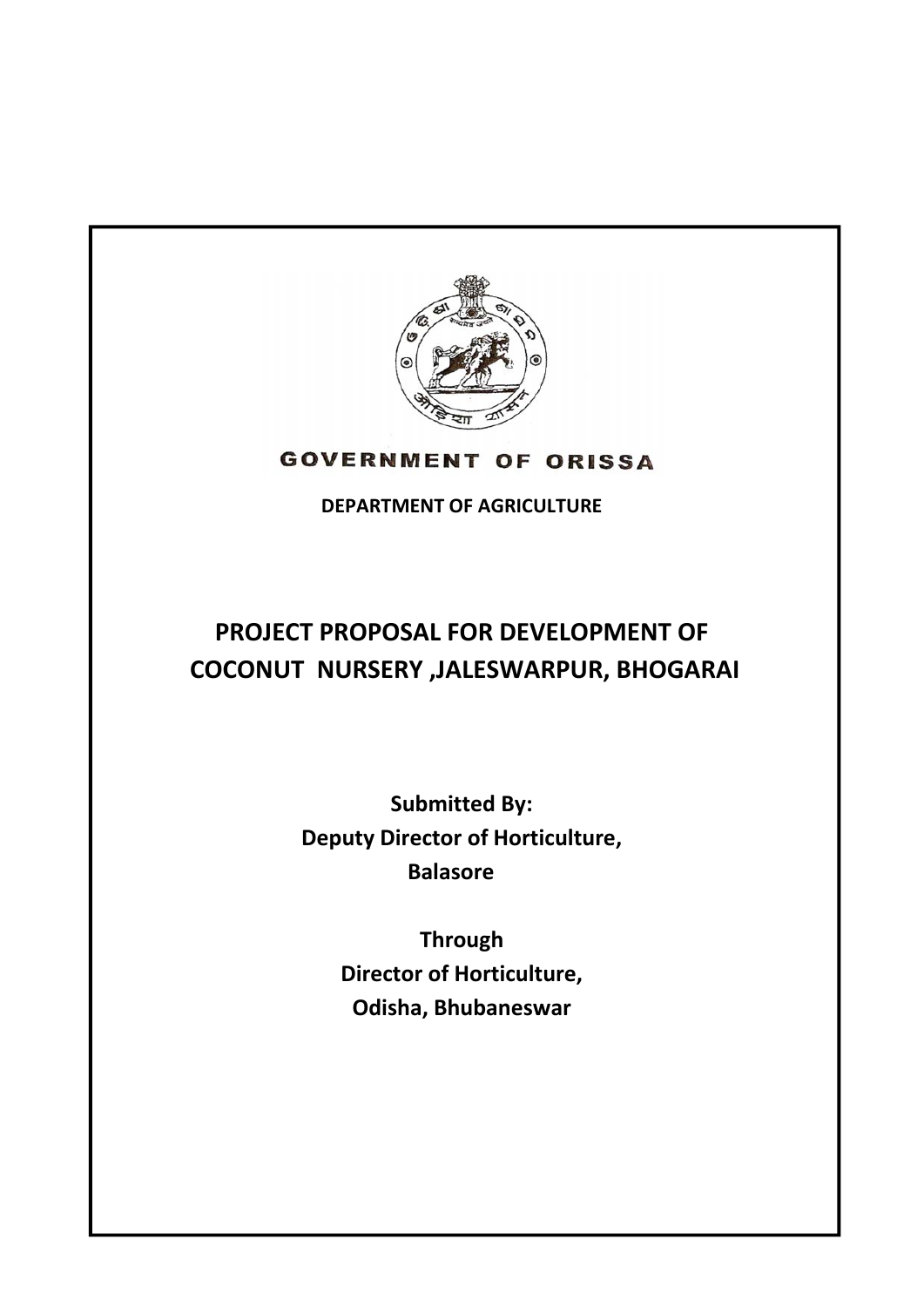**GOVERNMENT OF ORISSA**

**DEPARTMENT OF AGRICULTURE**

# PROJECT PROPOSAL FOR DEVELOPMENT OF COCONUT NURSERY ,JALESWARPUR, BHOGARAI

**Submitted By:**
**Deputy Director of Horticulture,**
**Balasore**

**Through**
**Director of Horticulture,**
**Odisha, Bhubaneswar**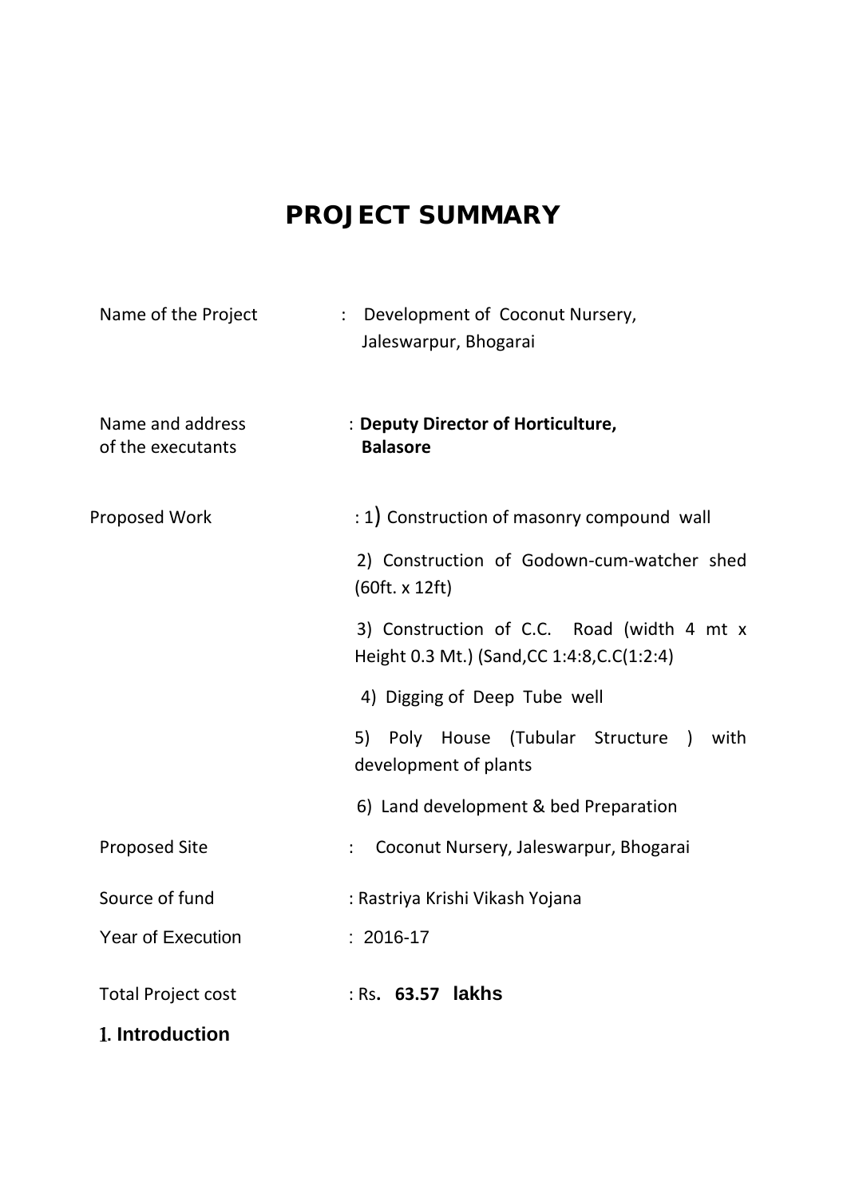# PROJECT SUMMARY

| | | |
|---|---|---|
| Name of the Project | : | Development of Coconut Nursery, Jaleswarpur, Bhogarai |
| Name and address of the executants | : | **Deputy Director of Horticulture, Balasore** |
| Proposed Work | : | 1) Construction of masonry compound wall |
| | | 2) Construction of Godown-cum-watcher shed (60ft. x 12ft) |
| | | 3) Construction of C.C. Road (width 4 mt x Height 0.3 Mt.) (Sand,CC 1:4:8,C.C(1:2:4) |
| | | 4) Digging of Deep Tube well |
| | | 5) Poly House (Tubular Structure ) with development of plants |
| | | 6) Land development & bed Preparation |
| Proposed Site | : | Coconut Nursery, Jaleswarpur, Bhogarai |
| Source of fund | : | Rastriya Krishi Vikash Yojana |
| Year of Execution | : | 2016-17 |
| Total Project cost | : | Rs**. 63.57 lakhs** |

## 1. Introduction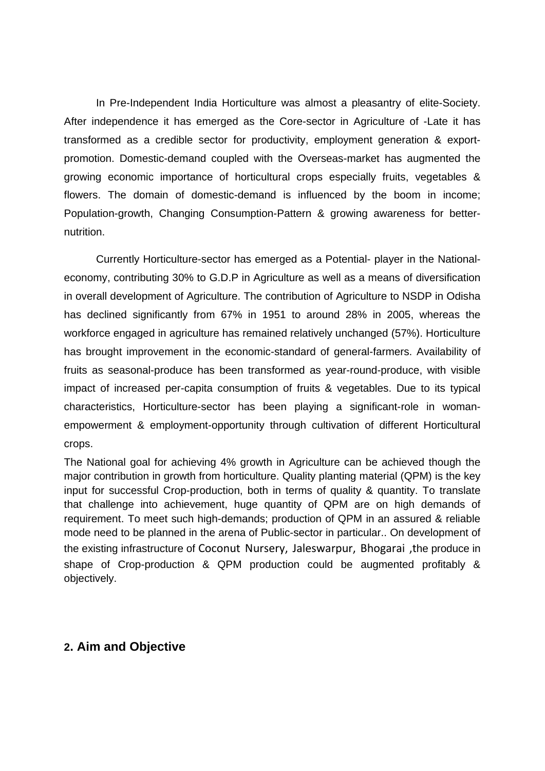In Pre-Independent India Horticulture was almost a pleasantry of elite-Society. After independence it has emerged as the Core-sector in Agriculture of -Late it has transformed as a credible sector for productivity, employment generation & export-promotion. Domestic-demand coupled with the Overseas-market has augmented the growing economic importance of horticultural crops especially fruits, vegetables & flowers. The domain of domestic-demand is influenced by the boom in income; Population-growth, Changing Consumption-Pattern & growing awareness for better-nutrition.

Currently Horticulture-sector has emerged as a Potential- player in the National-economy, contributing 30% to G.D.P in Agriculture as well as a means of diversification in overall development of Agriculture. The contribution of Agriculture to NSDP in Odisha has declined significantly from 67% in 1951 to around 28% in 2005, whereas the workforce engaged in agriculture has remained relatively unchanged (57%). Horticulture has brought improvement in the economic-standard of general-farmers. Availability of fruits as seasonal-produce has been transformed as year-round-produce, with visible impact of increased per-capita consumption of fruits & vegetables. Due to its typical characteristics, Horticulture-sector has been playing a significant-role in woman-empowerment & employment-opportunity through cultivation of different Horticultural crops.

The National goal for achieving 4% growth in Agriculture can be achieved though the major contribution in growth from horticulture. Quality planting material (QPM) is the key input for successful Crop-production, both in terms of quality & quantity. To translate that challenge into achievement, huge quantity of QPM are on high demands of requirement. To meet such high-demands; production of QPM in an assured & reliable mode need to be planned in the arena of Public-sector in particular.. On development of the existing infrastructure of Coconut Nursery, Jaleswarpur, Bhogarai ,the produce in shape of Crop-production & QPM production could be augmented profitably & objectively.

## 2. Aim and Objective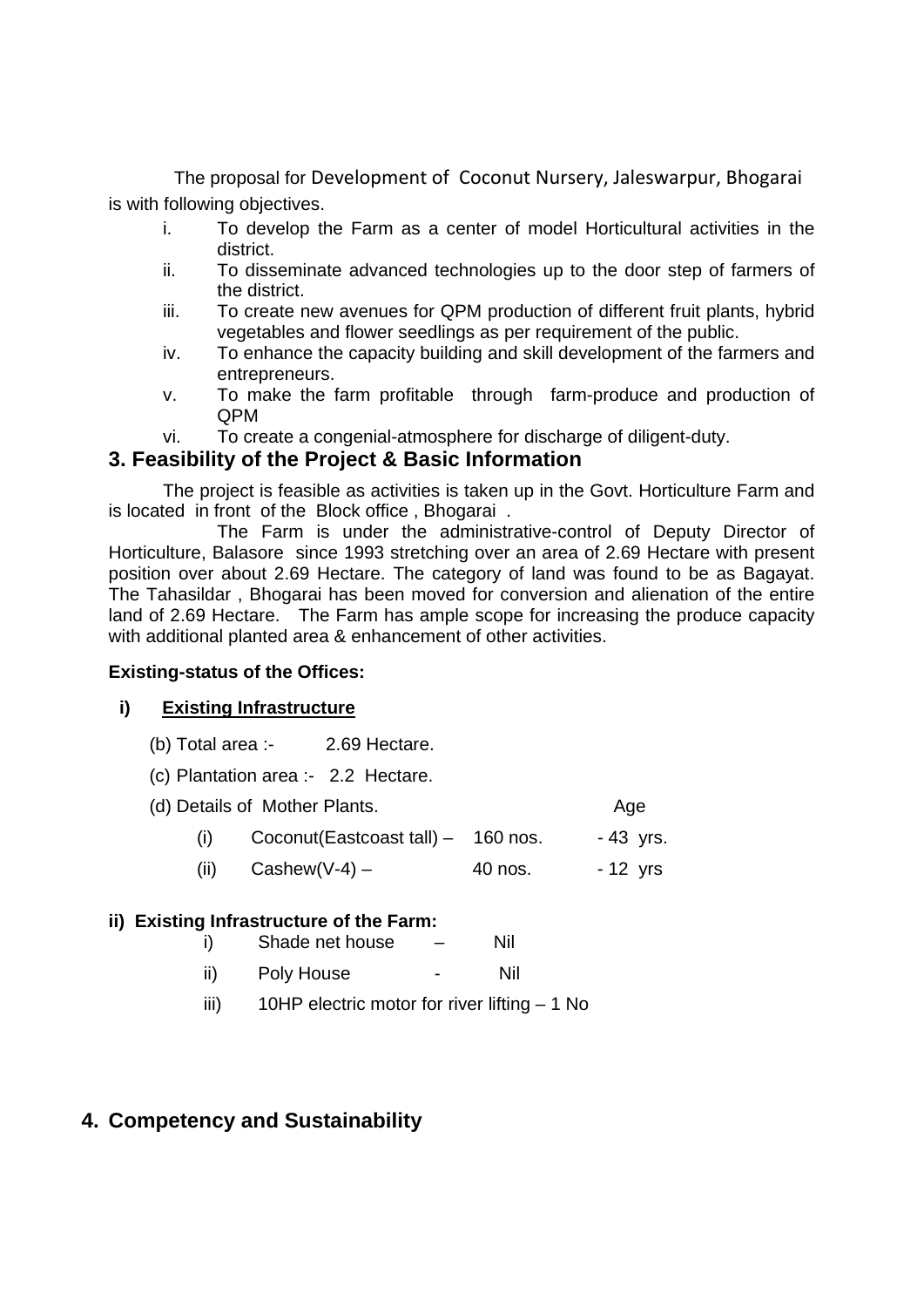The proposal for Development of Coconut Nursery, Jaleswarpur, Bhogarai is with following objectives.

i. To develop the Farm as a center of model Horticultural activities in the district.
ii. To disseminate advanced technologies up to the door step of farmers of the district.
iii. To create new avenues for QPM production of different fruit plants, hybrid vegetables and flower seedlings as per requirement of the public.
iv. To enhance the capacity building and skill development of the farmers and entrepreneurs.
v. To make the farm profitable through farm-produce and production of QPM
vi. To create a congenial-atmosphere for discharge of diligent-duty.

## 3. Feasibility of the Project & Basic Information

The project is feasible as activities is taken up in the Govt. Horticulture Farm and is located in front of the Block office , Bhogarai .

The Farm is under the administrative-control of Deputy Director of Horticulture, Balasore since 1993 stretching over an area of 2.69 Hectare with present position over about 2.69 Hectare. The category of land was found to be as Bagayat. The Tahasildar , Bhogarai has been moved for conversion and alienation of the entire land of 2.69 Hectare. The Farm has ample scope for increasing the produce capacity with additional planted area & enhancement of other activities.

**Existing-status of the Offices:**

**i) <u>Existing Infrastructure</u>**

(b) Total area :- 2.69 Hectare.

(c) Plantation area :- 2.2 Hectare.

(d) Details of Mother Plants.

| | | | Age |
|---|---|---|---|
| (i) | Coconut(Eastcoast tall) – | 160 nos. | - 43 yrs. |
| (ii) | Cashew(V-4) – | 40 nos. | - 12 yrs |

**ii) Existing Infrastructure of the Farm:**

i) Shade net house – Nil

ii) Poly House - Nil

iii) 10HP electric motor for river lifting – 1 No

## 4. Competency and Sustainability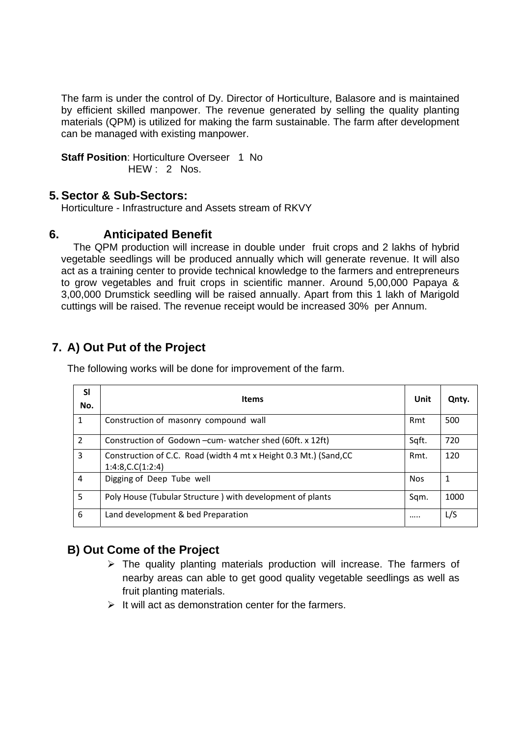The farm is under the control of Dy. Director of Horticulture, Balasore and is maintained by efficient skilled manpower. The revenue generated by selling the quality planting materials (QPM) is utilized for making the farm sustainable. The farm after development can be managed with existing manpower.

**Staff Position**: Horticulture Overseer 1 No
HEW : 2 Nos.

## 5. Sector & Sub-Sectors:

Horticulture - Infrastructure and Assets stream of RKVY

## 6. Anticipated Benefit

The QPM production will increase in double under fruit crops and 2 lakhs of hybrid vegetable seedlings will be produced annually which will generate revenue. It will also act as a training center to provide technical knowledge to the farmers and entrepreneurs to grow vegetables and fruit crops in scientific manner. Around 5,00,000 Papaya & 3,00,000 Drumstick seedling will be raised annually. Apart from this 1 lakh of Marigold cuttings will be raised. The revenue receipt would be increased 30% per Annum.

## 7. A) Out Put of the Project

The following works will be done for improvement of the farm.

| Sl No. | Items | Unit | Qnty. |
|---|---|---|---|
| 1 | Construction of masonry compound wall | Rmt | 500 |
| 2 | Construction of Godown –cum- watcher shed (60ft. x 12ft) | Sqft. | 720 |
| 3 | Construction of C.C. Road (width 4 mt x Height 0.3 Mt.) (Sand,CC 1:4:8,C.C(1:2:4) | Rmt. | 120 |
| 4 | Digging of Deep Tube well | Nos | 1 |
| 5 | Poly House (Tubular Structure ) with development of plants | Sqm. | 1000 |
| 6 | Land development & bed Preparation | ….. | L/S |

## B) Out Come of the Project

- The quality planting materials production will increase. The farmers of nearby areas can able to get good quality vegetable seedlings as well as fruit planting materials.
- It will act as demonstration center for the farmers.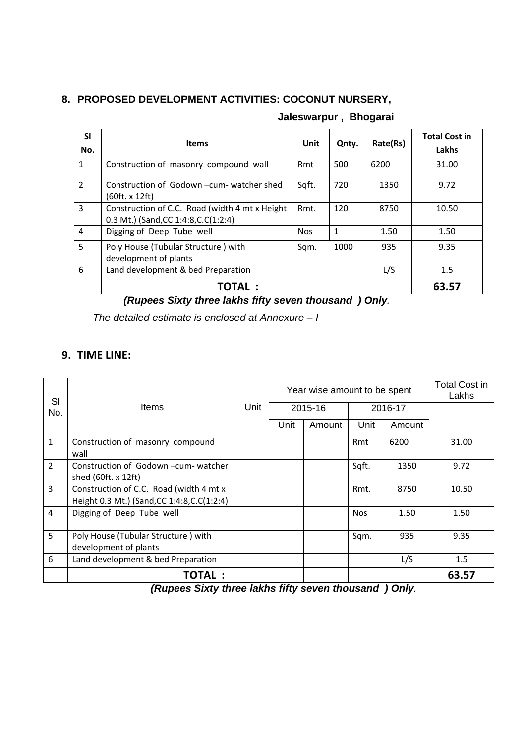## 8. PROPOSED DEVELOPMENT ACTIVITIES: COCONUT NURSERY,

**Jaleswarpur , Bhogarai**

| Sl No. | Items | Unit | Qnty. | Rate(Rs) | Total Cost in Lakhs |
|---|---|---|---|---|---|
| 1 | Construction of masonry compound wall | Rmt | 500 | 6200 | 31.00 |
| 2 | Construction of Godown –cum- watcher shed (60ft. x 12ft) | Sqft. | 720 | 1350 | 9.72 |
| 3 | Construction of C.C. Road (width 4 mt x Height 0.3 Mt.) (Sand,CC 1:4:8,C.C(1:2:4) | Rmt. | 120 | 8750 | 10.50 |
| 4 | Digging of Deep Tube well | Nos | 1 | 1.50 | 1.50 |
| 5 | Poly House (Tubular Structure ) with development of plants | Sqm. | 1000 | 935 | 9.35 |
| 6 | Land development & bed Preparation | | | L/S | 1.5 |
| | **TOTAL :** | | | | **63.57** |

***(Rupees Sixty three lakhs fifty seven thousand ) Only**.*

*The detailed estimate is enclosed at Annexure – I*

## 9. TIME LINE:

| Sl No. | Items | Unit | Year wise amount to be spent | | | | Total Cost in Lakhs |
|---|---|---|---|---|---|---|---|
| | | | 2015-16 | | 2016-17 | | |
| | | | Unit | Amount | Unit | Amount | |
| 1 | Construction of masonry compound wall | | | | Rmt | 6200 | 31.00 |
| 2 | Construction of Godown –cum- watcher shed (60ft. x 12ft) | | | | Sqft. | 1350 | 9.72 |
| 3 | Construction of C.C. Road (width 4 mt x Height 0.3 Mt.) (Sand,CC 1:4:8,C.C(1:2:4) | | | | Rmt. | 8750 | 10.50 |
| 4 | Digging of Deep Tube well | | | | Nos | 1.50 | 1.50 |
| 5 | Poly House (Tubular Structure ) with development of plants | | | | Sqm. | 935 | 9.35 |
| 6 | Land development & bed Preparation | | | | | L/S | 1.5 |
| | **TOTAL :** | | | | | | **63.57** |

***(Rupees Sixty three lakhs fifty seven thousand ) Only**.*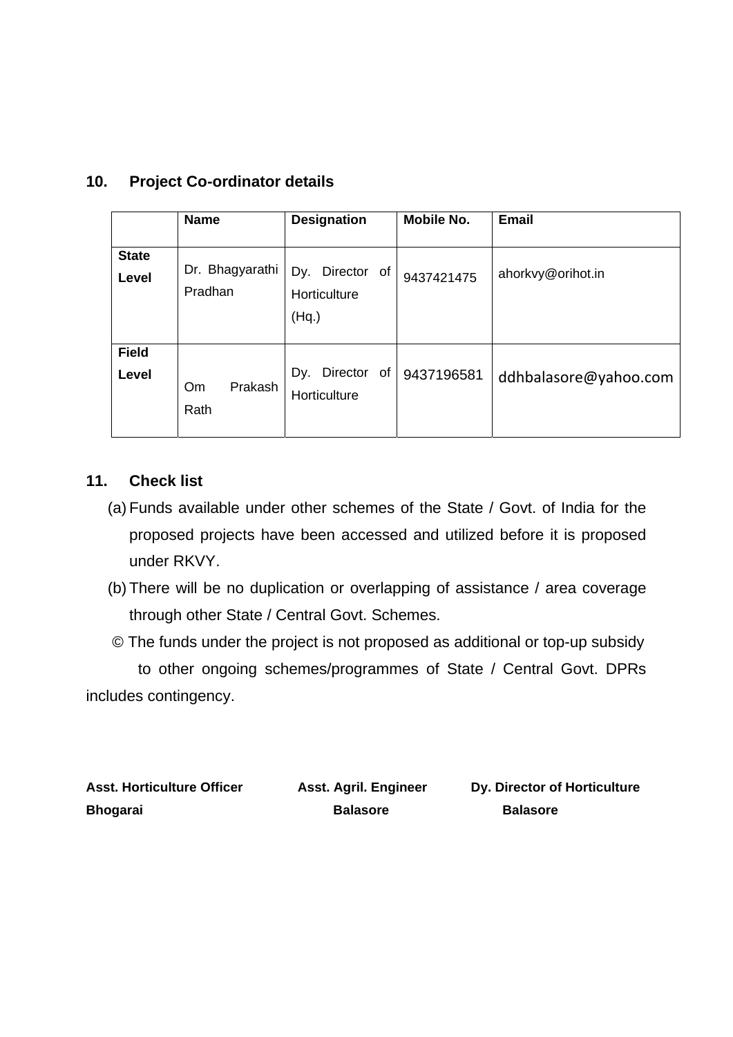## 10. Project Co-ordinator details

| | Name | Designation | Mobile No. | Email |
|---|---|---|---|---|
| **State Level** | Dr. Bhagyarathi Pradhan | Dy. Director of Horticulture (Hq.) | 9437421475 | ahorkvy@orihot.in |
| **Field Level** | Om Prakash Rath | Dy. Director of Horticulture | 9437196581 | ddhbalasore@yahoo.com |

## 11. Check list

(a) Funds available under other schemes of the State / Govt. of India for the proposed projects have been accessed and utilized before it is proposed under RKVY.

(b) There will be no duplication or overlapping of assistance / area coverage through other State / Central Govt. Schemes.

© The funds under the project is not proposed as additional or top-up subsidy to other ongoing schemes/programmes of State / Central Govt. DPRs includes contingency.

**Asst. Horticulture Officer**
**Bhogarai**

**Asst. Agril. Engineer**
**Balasore**

**Dy. Director of Horticulture**
**Balasore**